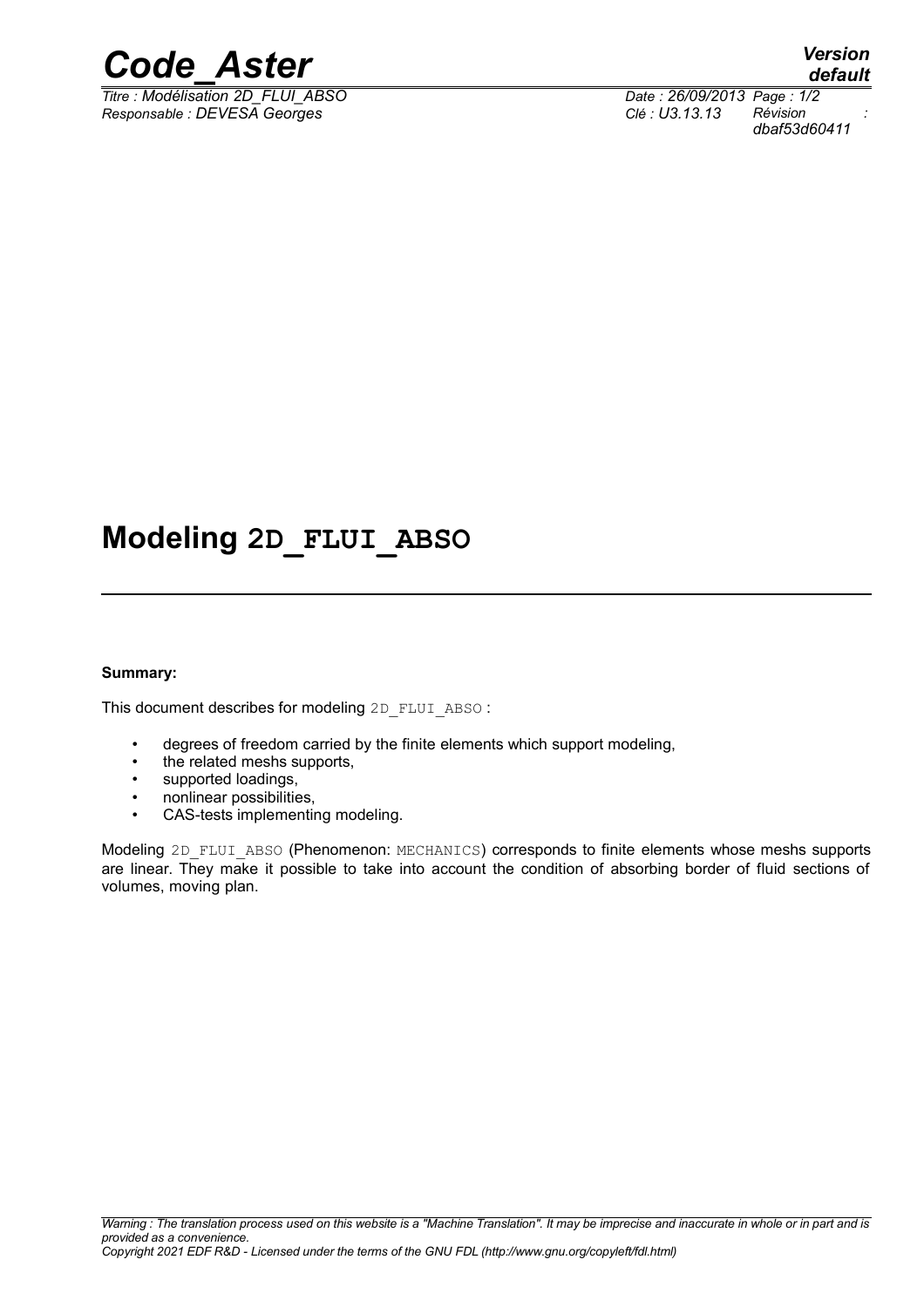# Modeling 2D_FLUI_ABSO

**Summary:**

This document describes for modeling `2D_FLUI_ABSO` :

- degrees of freedom carried by the finite elements which support modeling,
- the related meshs supports,
- supported loadings,
- nonlinear possibilities,
- CAS-tests implementing modeling.

Modeling `2D_FLUI_ABSO` (Phenomenon: `MECHANICS`) corresponds to finite elements whose meshs supports are linear. They make it possible to take into account the condition of absorbing border of fluid sections of volumes, moving plan.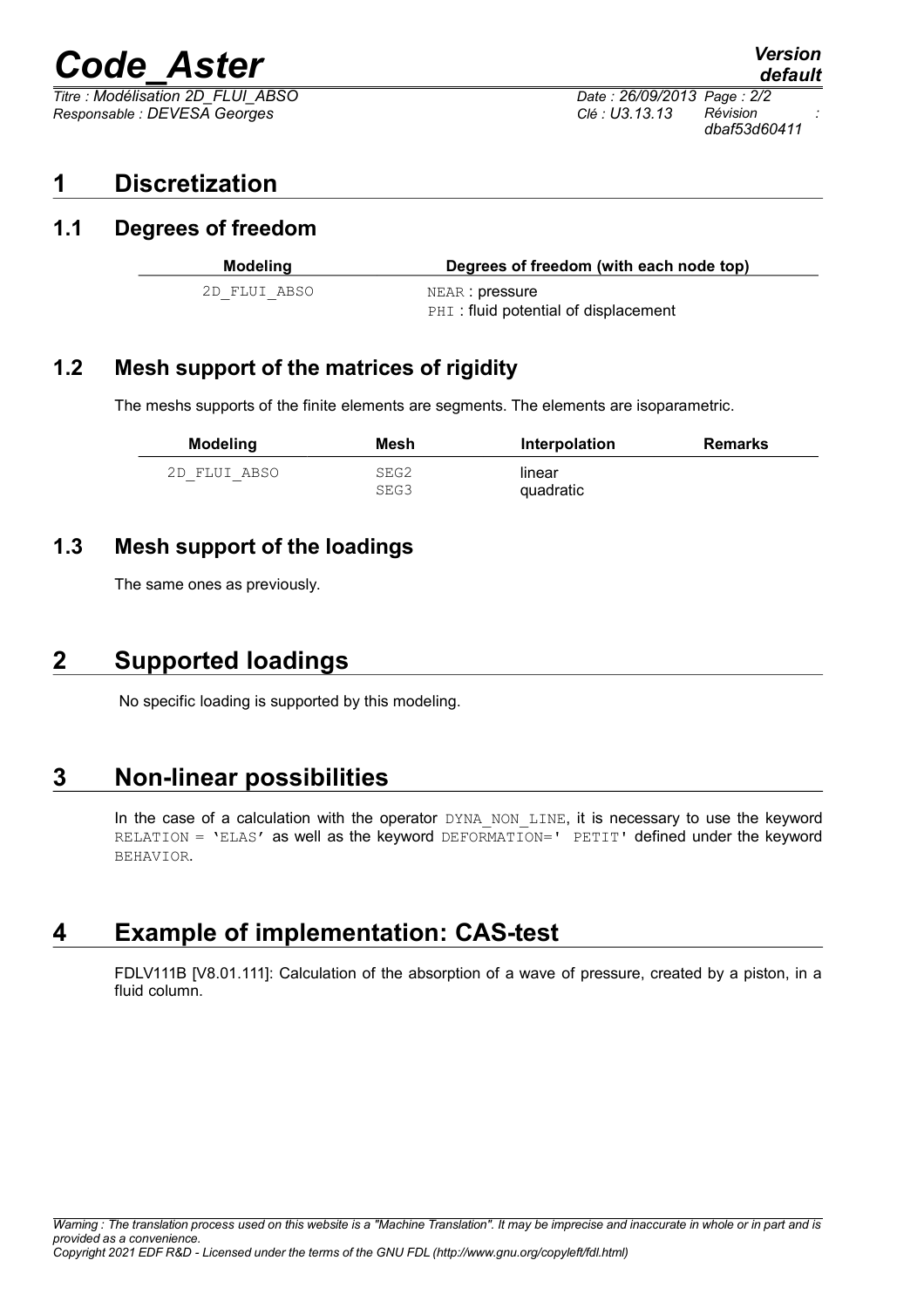# 1 Discretization

## 1.1 Degrees of freedom

| Modeling | Degrees of freedom (with each node top) |
|---|---|
| 2D_FLUI_ABSO | NEAR : pressure<br>PHI : fluid potential of displacement |

## 1.2 Mesh support of the matrices of rigidity

The meshs supports of the finite elements are segments. The elements are isoparametric.

| Modeling | Mesh | Interpolation | Remarks |
|---|---|---|---|
| 2D_FLUI_ABSO | SEG2<br>SEG3 | linear<br>quadratic | |

## 1.3 Mesh support of the loadings

The same ones as previously.

# 2 Supported loadings

No specific loading is supported by this modeling.

# 3 Non-linear possibilities

In the case of a calculation with the operator DYNA_NON_LINE, it is necessary to use the keyword RELATION = 'ELAS' as well as the keyword DEFORMATION=' PETIT' defined under the keyword BEHAVIOR.

# 4 Example of implementation: CAS-test

FDLV111B [V8.01.111]: Calculation of the absorption of a wave of pressure, created by a piston, in a fluid column.